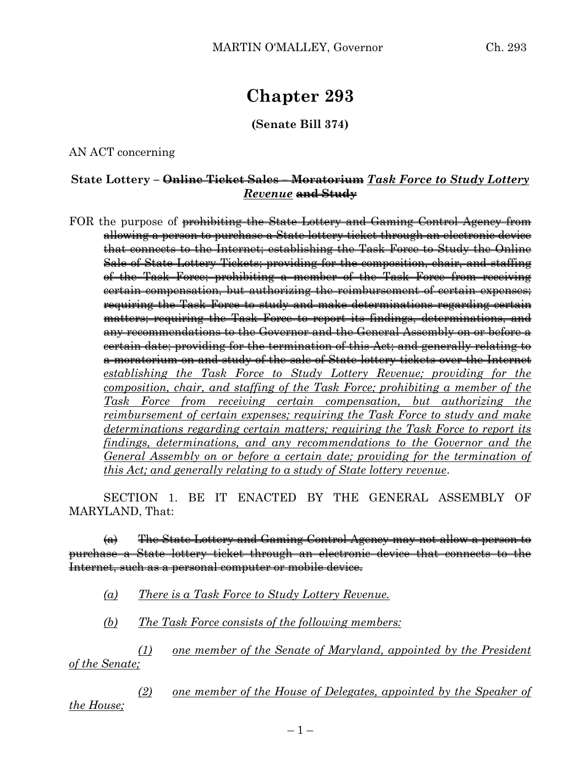# Chapter 293

**(Senate Bill 374)**

AN ACT concerning

**State Lottery – ~~Online Ticket Sales – Moratorium~~ *Task Force to Study Lottery Revenue* ~~and Study~~**

FOR the purpose of ~~prohibiting the State Lottery and Gaming Control Agency from allowing a person to purchase a State lottery ticket through an electronic device that connects to the Internet; establishing the Task Force to Study the Online Sale of State Lottery Tickets; providing for the composition, chair, and staffing of the Task Force; prohibiting a member of the Task Force from receiving certain compensation, but authorizing the reimbursement of certain expenses; requiring the Task Force to study and make determinations regarding certain matters; requiring the Task Force to report its findings, determinations, and any recommendations to the Governor and the General Assembly on or before a certain date; providing for the termination of this Act; and generally relating to a moratorium on and study of the sale of State lottery tickets over the Internet~~ *establishing the Task Force to Study Lottery Revenue; providing for the composition, chair, and staffing of the Task Force; prohibiting a member of the Task Force from receiving certain compensation, but authorizing the reimbursement of certain expenses; requiring the Task Force to study and make determinations regarding certain matters; requiring the Task Force to report its findings, determinations, and any recommendations to the Governor and the General Assembly on or before a certain date; providing for the termination of this Act; and generally relating to a study of State lottery revenue*.

SECTION 1. BE IT ENACTED BY THE GENERAL ASSEMBLY OF MARYLAND, That:

~~(a) The State Lottery and Gaming Control Agency may not allow a person to purchase a State lottery ticket through an electronic device that connects to the Internet, such as a personal computer or mobile device.~~

*(a) There is a Task Force to Study Lottery Revenue.*

*(b) The Task Force consists of the following members:*

*(1) one member of the Senate of Maryland, appointed by the President of the Senate;*

*(2) one member of the House of Delegates, appointed by the Speaker of the House;*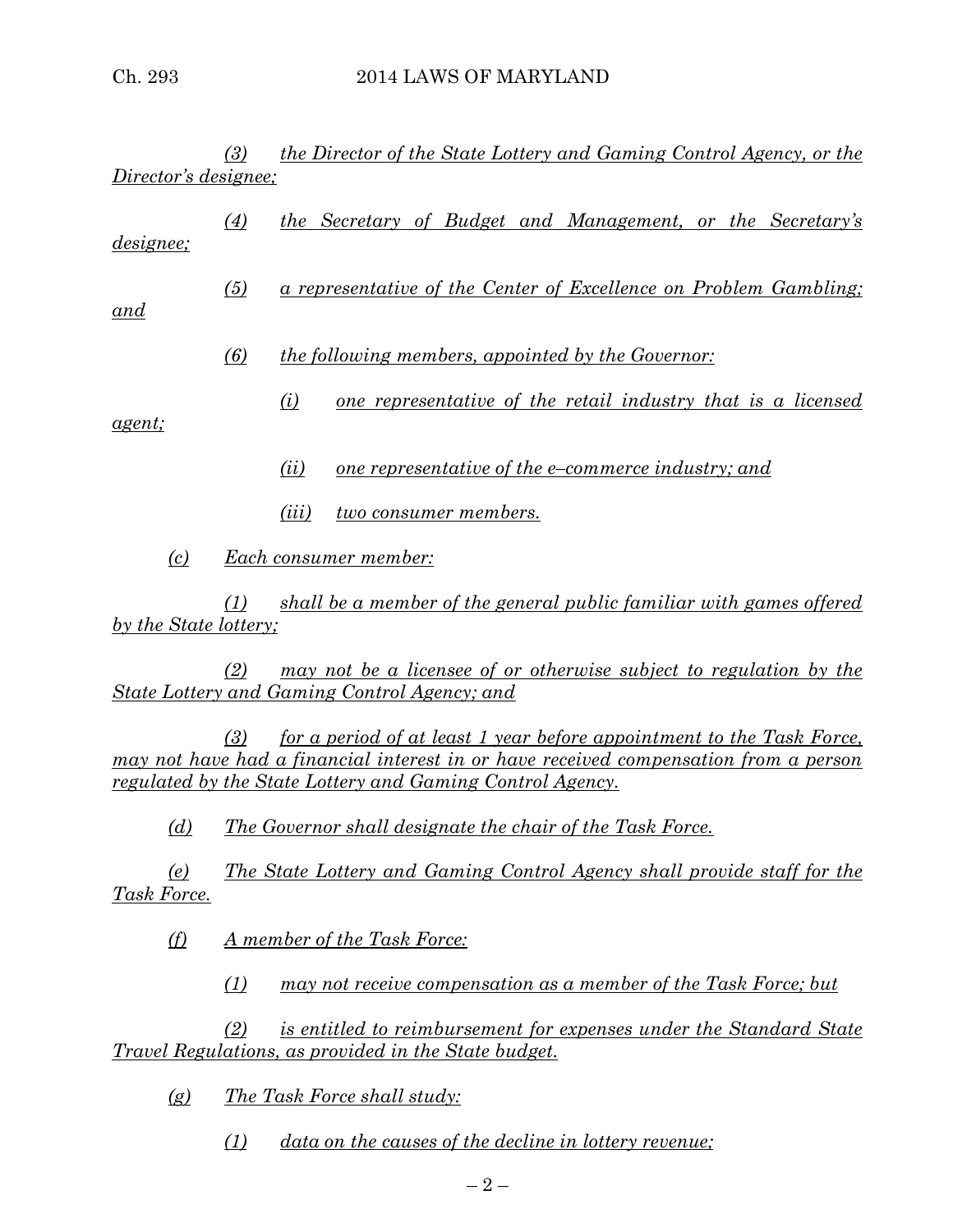*(3) the Director of the State Lottery and Gaming Control Agency, or the Director's designee;*

*(4) the Secretary of Budget and Management, or the Secretary's designee;*

*(5) a representative of the Center of Excellence on Problem Gambling; and*

*(6) the following members, appointed by the Governor:*

*(i) one representative of the retail industry that is a licensed agent;*

*(ii) one representative of the e–commerce industry; and*

*(iii) two consumer members.*

*(c) Each consumer member:*

*(1) shall be a member of the general public familiar with games offered by the State lottery;*

*(2) may not be a licensee of or otherwise subject to regulation by the State Lottery and Gaming Control Agency; and*

*(3) for a period of at least 1 year before appointment to the Task Force, may not have had a financial interest in or have received compensation from a person regulated by the State Lottery and Gaming Control Agency.*

*(d) The Governor shall designate the chair of the Task Force.*

*(e) The State Lottery and Gaming Control Agency shall provide staff for the Task Force.*

*(f) A member of the Task Force:*

*(1) may not receive compensation as a member of the Task Force; but*

*(2) is entitled to reimbursement for expenses under the Standard State Travel Regulations, as provided in the State budget.*

*(g) The Task Force shall study:*

*(1) data on the causes of the decline in lottery revenue;*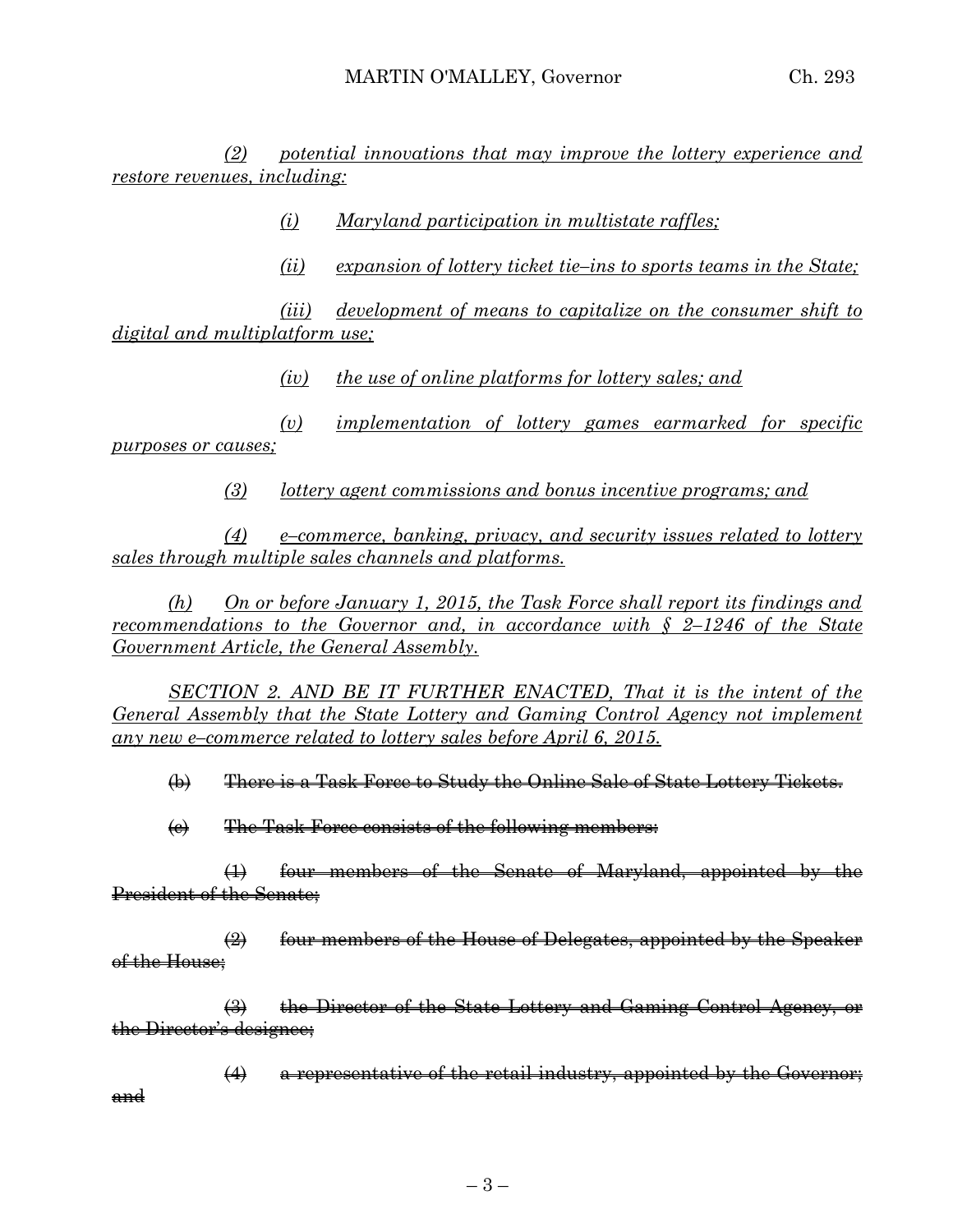*(2) potential innovations that may improve the lottery experience and restore revenues, including:*

*(i) Maryland participation in multistate raffles;*

*(ii) expansion of lottery ticket tie–ins to sports teams in the State;*

*(iii) development of means to capitalize on the consumer shift to digital and multiplatform use;*

*(iv) the use of online platforms for lottery sales; and*

*(v) implementation of lottery games earmarked for specific purposes or causes;*

*(3) lottery agent commissions and bonus incentive programs; and*

*(4) e–commerce, banking, privacy, and security issues related to lottery sales through multiple sales channels and platforms.*

*(h) On or before January 1, 2015, the Task Force shall report its findings and recommendations to the Governor and, in accordance with § 2–1246 of the State Government Article, the General Assembly.*

*SECTION 2. AND BE IT FURTHER ENACTED, That it is the intent of the General Assembly that the State Lottery and Gaming Control Agency not implement any new e–commerce related to lottery sales before April 6, 2015.*

~~(b) There is a Task Force to Study the Online Sale of State Lottery Tickets.~~

~~(c) The Task Force consists of the following members:~~

~~(1) four members of the Senate of Maryland, appointed by the President of the Senate;~~

~~(2) four members of the House of Delegates, appointed by the Speaker of the House;~~

~~(3) the Director of the State Lottery and Gaming Control Agency, or the Director's designee;~~

~~(4) a representative of the retail industry, appointed by the Governor; and~~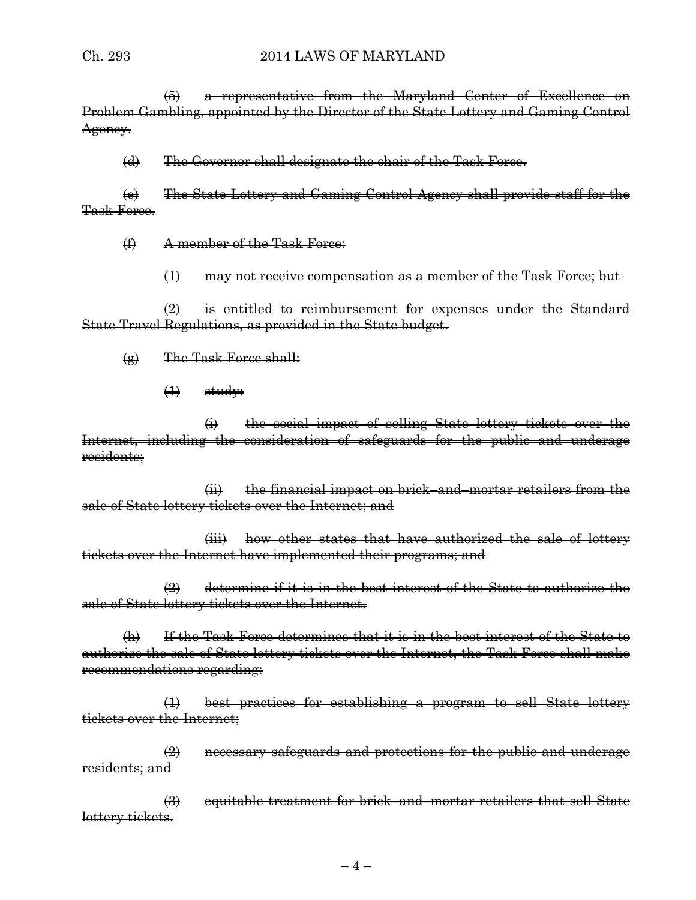~~(5) a representative from the Maryland Center of Excellence on Problem Gambling, appointed by the Director of the State Lottery and Gaming Control Agency.~~

~~(d) The Governor shall designate the chair of the Task Force.~~

~~(e) The State Lottery and Gaming Control Agency shall provide staff for the Task Force.~~

~~(f) A member of the Task Force:~~

~~(1) may not receive compensation as a member of the Task Force; but~~

~~(2) is entitled to reimbursement for expenses under the Standard State Travel Regulations, as provided in the State budget.~~

~~(g) The Task Force shall:~~

~~(1) study:~~

~~(i) the social impact of selling State lottery tickets over the Internet, including the consideration of safeguards for the public and underage residents;~~

~~(ii) the financial impact on brick–and–mortar retailers from the sale of State lottery tickets over the Internet; and~~

~~(iii) how other states that have authorized the sale of lottery tickets over the Internet have implemented their programs; and~~

~~(2) determine if it is in the best interest of the State to authorize the sale of State lottery tickets over the Internet.~~

~~(h) If the Task Force determines that it is in the best interest of the State to authorize the sale of State lottery tickets over the Internet, the Task Force shall make recommendations regarding:~~

~~(1) best practices for establishing a program to sell State lottery tickets over the Internet;~~

~~(2) necessary safeguards and protections for the public and underage residents; and~~

~~(3) equitable treatment for brick–and–mortar retailers that sell State lottery tickets.~~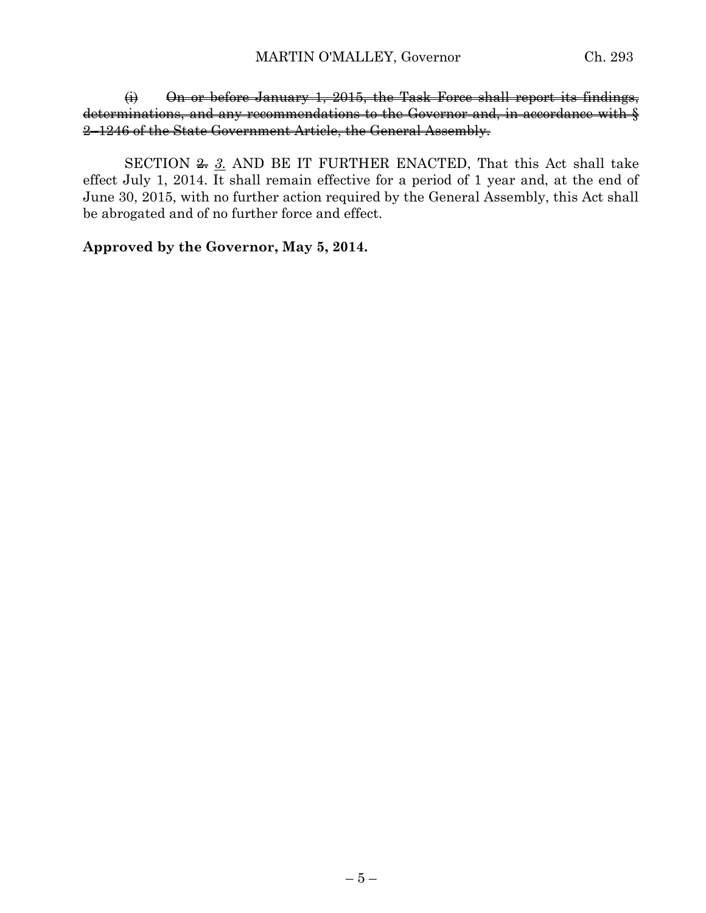~~(i) On or before January 1, 2015, the Task Force shall report its findings, determinations, and any recommendations to the Governor and, in accordance with § 2–1246 of the State Government Article, the General Assembly.~~

SECTION ~~2.~~ *3.* AND BE IT FURTHER ENACTED, That this Act shall take effect July 1, 2014. It shall remain effective for a period of 1 year and, at the end of June 30, 2015, with no further action required by the General Assembly, this Act shall be abrogated and of no further force and effect.

**Approved by the Governor, May 5, 2014.**